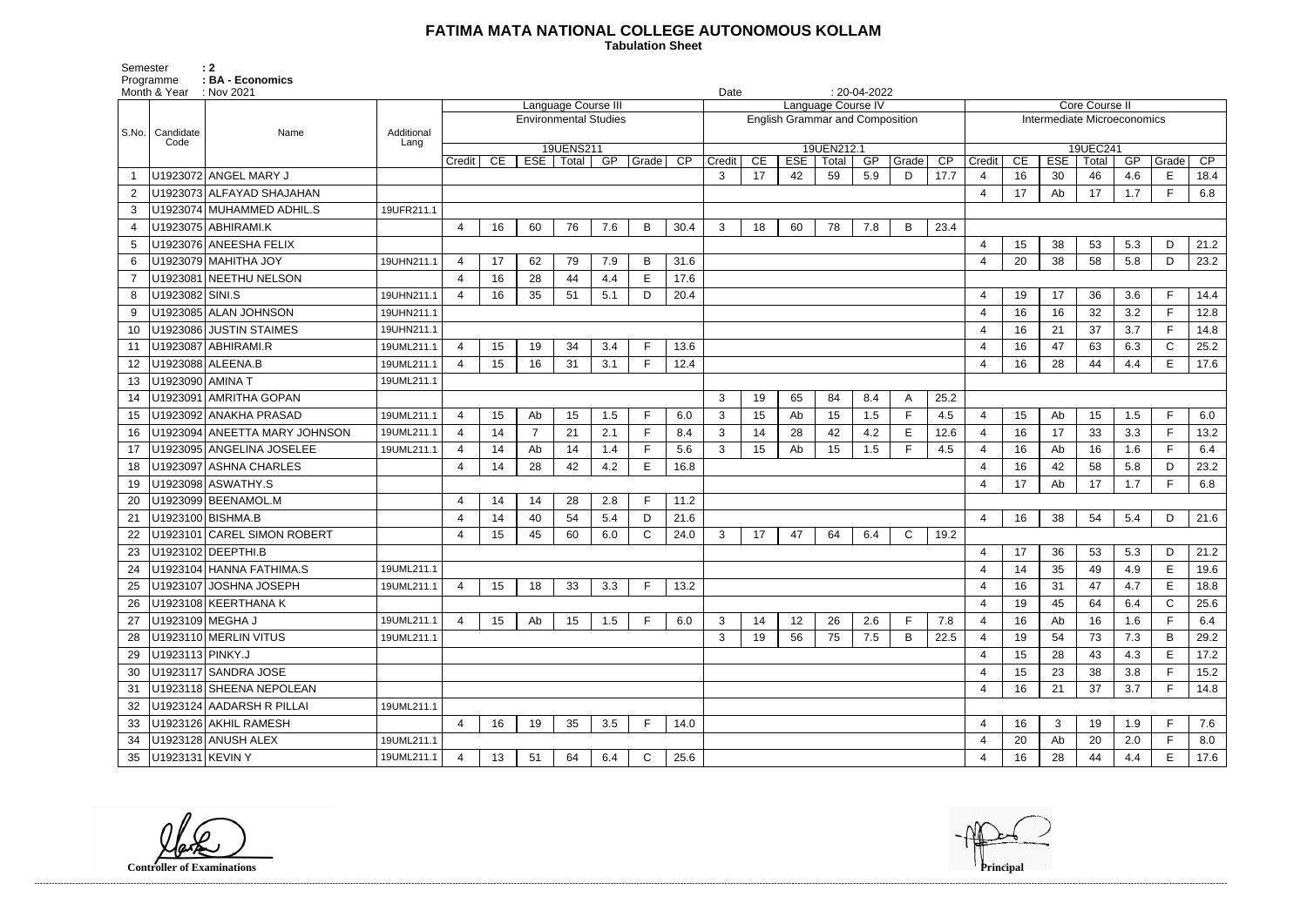# FATIMA MATA NATIONAL COLLEGE AUTONOMOUS KOLLAM

**Tabulation Sheet**

Semester : 2
Programme : BA - Economics
Month & Year : Nov 2021
Date : 20-04-2022

| S.No. | Candidate Code | Name | Additional Lang | Language Course III - Environmental Studies - 19UENS211 | | | | | | | Language Course IV - English Grammar and Composition - 19UEN212.1 | | | | | | | Core Course II - Intermediate Microeconomics - 19UEC241 | | | | | | |
|---|---|---|---|---|---|---|---|---|---|---|---|---|---|---|---|---|---|---|---|---|---|---|---|---|
| | | | | Credit | CE | ESE | Total | GP | Grade | CP | Credit | CE | ESE | Total | GP | Grade | CP | Credit | CE | ESE | Total | GP | Grade | CP |
| 1 | U1923072 | ANGEL MARY J | | | | | | | | | 3 | 17 | 42 | 59 | 5.9 | D | 17.7 | 4 | 16 | 30 | 46 | 4.6 | E | 18.4 |
| 2 | U1923073 | ALFAYAD SHAJAHAN | | | | | | | | | | | | | | | | 4 | 17 | Ab | 17 | 1.7 | F | 6.8 |
| 3 | U1923074 | MUHAMMED ADHIL.S | 19UFR211.1 | | | | | | | | | | | | | | | | | | | | | |
| 4 | U1923075 | ABHIRAMI.K | | 4 | 16 | 60 | 76 | 7.6 | B | 30.4 | 3 | 18 | 60 | 78 | 7.8 | B | 23.4 | | | | | | | |
| 5 | U1923076 | ANEESHA FELIX | | | | | | | | | | | | | | | | 4 | 15 | 38 | 53 | 5.3 | D | 21.2 |
| 6 | U1923079 | MAHITHA JOY | 19UHN211.1 | 4 | 17 | 62 | 79 | 7.9 | B | 31.6 | | | | | | | | 4 | 20 | 38 | 58 | 5.8 | D | 23.2 |
| 7 | U1923081 | NEETHU NELSON | | 4 | 16 | 28 | 44 | 4.4 | E | 17.6 | | | | | | | | | | | | | | |
| 8 | U1923082 | SINI.S | 19UHN211.1 | 4 | 16 | 35 | 51 | 5.1 | D | 20.4 | | | | | | | | 4 | 19 | 17 | 36 | 3.6 | F | 14.4 |
| 9 | U1923085 | ALAN JOHNSON | 19UHN211.1 | | | | | | | | | | | | | | | 4 | 16 | 16 | 32 | 3.2 | F | 12.8 |
| 10 | U1923086 | JUSTIN STAIMES | 19UHN211.1 | | | | | | | | | | | | | | | 4 | 16 | 21 | 37 | 3.7 | F | 14.8 |
| 11 | U1923087 | ABHIRAMI.R | 19UML211.1 | 4 | 15 | 19 | 34 | 3.4 | F | 13.6 | | | | | | | | 4 | 16 | 47 | 63 | 6.3 | C | 25.2 |
| 12 | U1923088 | ALEENA.B | 19UML211.1 | 4 | 15 | 16 | 31 | 3.1 | F | 12.4 | | | | | | | | 4 | 16 | 28 | 44 | 4.4 | E | 17.6 |
| 13 | U1923090 | AMINA T | 19UML211.1 | | | | | | | | | | | | | | | | | | | | | |
| 14 | U1923091 | AMRITHA GOPAN | | | | | | | | | 3 | 19 | 65 | 84 | 8.4 | A | 25.2 | | | | | | | |
| 15 | U1923092 | ANAKHA PRASAD | 19UML211.1 | 4 | 15 | Ab | 15 | 1.5 | F | 6.0 | 3 | 15 | Ab | 15 | 1.5 | F | 4.5 | 4 | 15 | Ab | 15 | 1.5 | F | 6.0 |
| 16 | U1923094 | ANEETTA MARY JOHNSON | 19UML211.1 | 4 | 14 | 7 | 21 | 2.1 | F | 8.4 | 3 | 14 | 28 | 42 | 4.2 | E | 12.6 | 4 | 16 | 17 | 33 | 3.3 | F | 13.2 |
| 17 | U1923095 | ANGELINA JOSELEE | 19UML211.1 | 4 | 14 | Ab | 14 | 1.4 | F | 5.6 | 3 | 15 | Ab | 15 | 1.5 | F | 4.5 | 4 | 16 | Ab | 16 | 1.6 | F | 6.4 |
| 18 | U1923097 | ASHNA CHARLES | | 4 | 14 | 28 | 42 | 4.2 | E | 16.8 | | | | | | | | 4 | 16 | 42 | 58 | 5.8 | D | 23.2 |
| 19 | U1923098 | ASWATHY.S | | | | | | | | | | | | | | | | 4 | 17 | Ab | 17 | 1.7 | F | 6.8 |
| 20 | U1923099 | BEENAMOL.M | | 4 | 14 | 14 | 28 | 2.8 | F | 11.2 | | | | | | | | | | | | | | |
| 21 | U1923100 | BISHMA.B | | 4 | 14 | 40 | 54 | 5.4 | D | 21.6 | | | | | | | | 4 | 16 | 38 | 54 | 5.4 | D | 21.6 |
| 22 | U1923101 | CAREL SIMON ROBERT | | 4 | 15 | 45 | 60 | 6.0 | C | 24.0 | 3 | 17 | 47 | 64 | 6.4 | C | 19.2 | | | | | | | |
| 23 | U1923102 | DEEPTHI.B | | | | | | | | | | | | | | | | 4 | 17 | 36 | 53 | 5.3 | D | 21.2 |
| 24 | U1923104 | HANNA FATHIMA.S | 19UML211.1 | | | | | | | | | | | | | | | 4 | 14 | 35 | 49 | 4.9 | E | 19.6 |
| 25 | U1923107 | JOSHNA JOSEPH | 19UML211.1 | 4 | 15 | 18 | 33 | 3.3 | F | 13.2 | | | | | | | | 4 | 16 | 31 | 47 | 4.7 | E | 18.8 |
| 26 | U1923108 | KEERTHANA K | | | | | | | | | | | | | | | | 4 | 19 | 45 | 64 | 6.4 | C | 25.6 |
| 27 | U1923109 | MEGHA J | 19UML211.1 | 4 | 15 | Ab | 15 | 1.5 | F | 6.0 | 3 | 14 | 12 | 26 | 2.6 | F | 7.8 | 4 | 16 | Ab | 16 | 1.6 | F | 6.4 |
| 28 | U1923110 | MERLIN VITUS | 19UML211.1 | | | | | | | | 3 | 19 | 56 | 75 | 7.5 | B | 22.5 | 4 | 19 | 54 | 73 | 7.3 | B | 29.2 |
| 29 | U1923113 | PINKY.J | | | | | | | | | | | | | | | | 4 | 15 | 28 | 43 | 4.3 | E | 17.2 |
| 30 | U1923117 | SANDRA JOSE | | | | | | | | | | | | | | | | 4 | 15 | 23 | 38 | 3.8 | F | 15.2 |
| 31 | U1923118 | SHEENA NEPOLEAN | | | | | | | | | | | | | | | | 4 | 16 | 21 | 37 | 3.7 | F | 14.8 |
| 32 | U1923124 | AADARSH R PILLAI | 19UML211.1 | | | | | | | | | | | | | | | | | | | | | |
| 33 | U1923126 | AKHIL RAMESH | | 4 | 16 | 19 | 35 | 3.5 | F | 14.0 | | | | | | | | 4 | 16 | 3 | 19 | 1.9 | F | 7.6 |
| 34 | U1923128 | ANUSH ALEX | 19UML211.1 | | | | | | | | | | | | | | | 4 | 20 | Ab | 20 | 2.0 | F | 8.0 |
| 35 | U1923131 | KEVIN Y | 19UML211.1 | 4 | 13 | 51 | 64 | 6.4 | C | 25.6 | | | | | | | | 4 | 16 | 28 | 44 | 4.4 | E | 17.6 |

**Controller of Examinations** **Principal**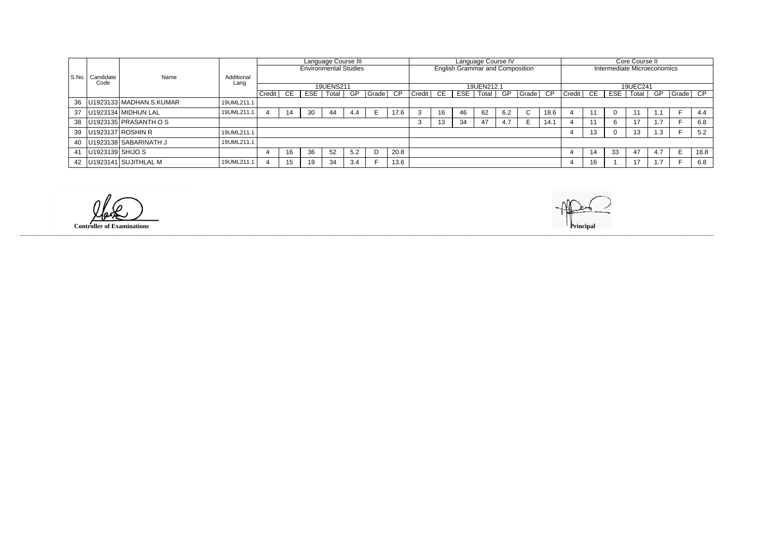| S.No. | Candidate Code | Name | Additional Lang | Language Course III Environmental Studies 19UENS211 | | | | | | | Language Course IV English Grammar and Composition 19UEN212.1 | | | | | | | Core Course II Intermediate Microeconomics 19UEC241 | | | | | | |
|---|---|---|---|---|---|---|---|---|---|---|---|---|---|---|---|---|---|---|---|---|---|---|---|---|
| | | | | Credit | CE | ESE | Total | GP | Grade | CP | Credit | CE | ESE | Total | GP | Grade | CP | Credit | CE | ESE | Total | GP | Grade | CP |
| 36 | U1923133 | MADHAN.S.KUMAR | 19UML211.1 | | | | | | | | | | | | | | | | | | | | | |
| 37 | U1923134 | MIDHUN LAL | 19UML211.1 | 4 | 14 | 30 | 44 | 4.4 | E | 17.6 | 3 | 16 | 46 | 62 | 6.2 | C | 18.6 | 4 | 11 | 0 | 11 | 1.1 | F | 4.4 |
| 38 | U1923135 | PRASANTH O S | | | | | | | | | 3 | 13 | 34 | 47 | 4.7 | E | 14.1 | 4 | 11 | 6 | 17 | 1.7 | F | 6.8 |
| 39 | U1923137 | ROSHIN R | 19UML211.1 | | | | | | | | | | | | | | | 4 | 13 | 0 | 13 | 1.3 | F | 5.2 |
| 40 | U1923138 | SABARINATH J | 19UML211.1 | | | | | | | | | | | | | | | | | | | | | |
| 41 | U1923139 | SHIJO.S | | 4 | 16 | 36 | 52 | 5.2 | D | 20.8 | | | | | | | | 4 | 14 | 33 | 47 | 4.7 | E | 18.8 |
| 42 | U1923141 | SUJITHLAL M | 19UML211.1 | 4 | 15 | 19 | 34 | 3.4 | F | 13.6 | | | | | | | | 4 | 16 | 1 | 17 | 1.7 | F | 6.8 |

**Controller of Examinations**

**Principal**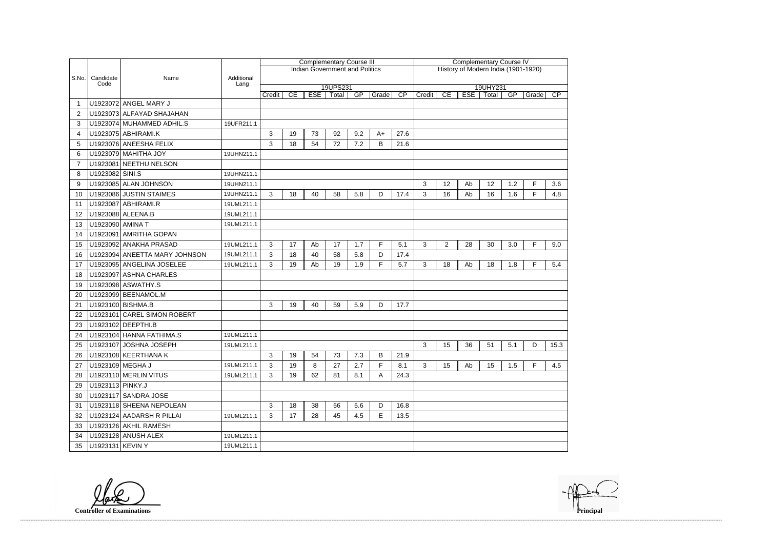| S.No. | Candidate Code | Name | Additional Lang | Complementary Course III | | | | | | | Complementary Course IV | | | | | | |
|---|---|---|---|---|---|---|---|---|---|---|---|---|---|---|---|---|---|
| | | | | Indian Government and Politics | | | | | | | History of Modern India (1901-1920) | | | | | | |
| | | | | 19UPS231 | | | | | | | 19UHY231 | | | | | | |
| | | | | Credit | CE | ESE | Total | GP | Grade | CP | Credit | CE | ESE | Total | GP | Grade | CP |
| 1 | U1923072 | ANGEL MARY J | | | | | | | | | | | | | | | |
| 2 | U1923073 | ALFAYAD SHAJAHAN | | | | | | | | | | | | | | | |
| 3 | U1923074 | MUHAMMED ADHIL.S | 19UFR211.1 | | | | | | | | | | | | | | |
| 4 | U1923075 | ABHIRAMI.K | | 3 | 19 | 73 | 92 | 9.2 | A+ | 27.6 | | | | | | | |
| 5 | U1923076 | ANEESHA FELIX | | 3 | 18 | 54 | 72 | 7.2 | B | 21.6 | | | | | | | |
| 6 | U1923079 | MAHITHA JOY | 19UHN211.1 | | | | | | | | | | | | | | |
| 7 | U1923081 | NEETHU NELSON | | | | | | | | | | | | | | | |
| 8 | U1923082 | SINI.S | 19UHN211.1 | | | | | | | | | | | | | | |
| 9 | U1923085 | ALAN JOHNSON | 19UHN211.1 | | | | | | | | 3 | 12 | Ab | 12 | 1.2 | F | 3.6 |
| 10 | U1923086 | JUSTIN STAIMES | 19UHN211.1 | 3 | 18 | 40 | 58 | 5.8 | D | 17.4 | 3 | 16 | Ab | 16 | 1.6 | F | 4.8 |
| 11 | U1923087 | ABHIRAMI.R | 19UML211.1 | | | | | | | | | | | | | | |
| 12 | U1923088 | ALEENA.B | 19UML211.1 | | | | | | | | | | | | | | |
| 13 | U1923090 | AMINA T | 19UML211.1 | | | | | | | | | | | | | | |
| 14 | U1923091 | AMRITHA GOPAN | | | | | | | | | | | | | | | |
| 15 | U1923092 | ANAKHA PRASAD | 19UML211.1 | 3 | 17 | Ab | 17 | 1.7 | F | 5.1 | 3 | 2 | 28 | 30 | 3.0 | F | 9.0 |
| 16 | U1923094 | ANEETTA MARY JOHNSON | 19UML211.1 | 3 | 18 | 40 | 58 | 5.8 | D | 17.4 | | | | | | | |
| 17 | U1923095 | ANGELINA JOSELEE | 19UML211.1 | 3 | 19 | Ab | 19 | 1.9 | F | 5.7 | 3 | 18 | Ab | 18 | 1.8 | F | 5.4 |
| 18 | U1923097 | ASHNA CHARLES | | | | | | | | | | | | | | | |
| 19 | U1923098 | ASWATHY.S | | | | | | | | | | | | | | | |
| 20 | U1923099 | BEENAMOL.M | | | | | | | | | | | | | | | |
| 21 | U1923100 | BISHMA.B | | 3 | 19 | 40 | 59 | 5.9 | D | 17.7 | | | | | | | |
| 22 | U1923101 | CAREL SIMON ROBERT | | | | | | | | | | | | | | | |
| 23 | U1923102 | DEEPTHI.B | | | | | | | | | | | | | | | |
| 24 | U1923104 | HANNA FATHIMA.S | 19UML211.1 | | | | | | | | | | | | | | |
| 25 | U1923107 | JOSHNA JOSEPH | 19UML211.1 | | | | | | | | 3 | 15 | 36 | 51 | 5.1 | D | 15.3 |
| 26 | U1923108 | KEERTHANA K | | 3 | 19 | 54 | 73 | 7.3 | B | 21.9 | | | | | | | |
| 27 | U1923109 | MEGHA J | 19UML211.1 | 3 | 19 | 8 | 27 | 2.7 | F | 8.1 | 3 | 15 | Ab | 15 | 1.5 | F | 4.5 |
| 28 | U1923110 | MERLIN VITUS | 19UML211.1 | 3 | 19 | 62 | 81 | 8.1 | A | 24.3 | | | | | | | |
| 29 | U1923113 | PINKY.J | | | | | | | | | | | | | | | |
| 30 | U1923117 | SANDRA JOSE | | | | | | | | | | | | | | | |
| 31 | U1923118 | SHEENA NEPOLEAN | | 3 | 18 | 38 | 56 | 5.6 | D | 16.8 | | | | | | | |
| 32 | U1923124 | AADARSH R PILLAI | 19UML211.1 | 3 | 17 | 28 | 45 | 4.5 | E | 13.5 | | | | | | | |
| 33 | U1923126 | AKHIL RAMESH | | | | | | | | | | | | | | | |
| 34 | U1923128 | ANUSH ALEX | 19UML211.1 | | | | | | | | | | | | | | |
| 35 | U1923131 | KEVIN Y | 19UML211.1 | | | | | | | | | | | | | | |

**Controller of Examinations**

**Principal**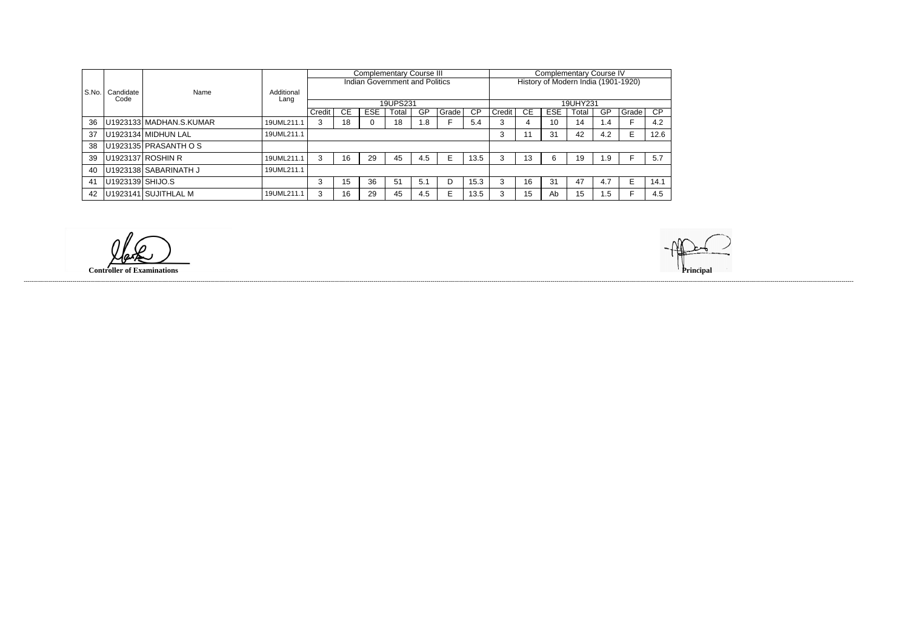| S.No. | Candidate Code | Name | Additional Lang | Complementary Course III Indian Government and Politics 19UPS231 | | | | | | | Complementary Course IV History of Modern India (1901-1920) 19UHY231 | | | | | | |
|---|---|---|---|---|---|---|---|---|---|---|---|---|---|---|---|---|---|
| | | | | Credit | CE | ESE | Total | GP | Grade | CP | Credit | CE | ESE | Total | GP | Grade | CP |
| 36 | U1923133 | MADHAN.S.KUMAR | 19UML211.1 | 3 | 18 | 0 | 18 | 1.8 | F | 5.4 | 3 | 4 | 10 | 14 | 1.4 | F | 4.2 |
| 37 | U1923134 | MIDHUN LAL | 19UML211.1 | | | | | | | | 3 | 11 | 31 | 42 | 4.2 | E | 12.6 |
| 38 | U1923135 | PRASANTH O S | | | | | | | | | | | | | | | |
| 39 | U1923137 | ROSHIN R | 19UML211.1 | 3 | 16 | 29 | 45 | 4.5 | E | 13.5 | 3 | 13 | 6 | 19 | 1.9 | F | 5.7 |
| 40 | U1923138 | SABARINATH J | 19UML211.1 | | | | | | | | | | | | | | |
| 41 | U1923139 | SHIJO.S | | 3 | 15 | 36 | 51 | 5.1 | D | 15.3 | 3 | 16 | 31 | 47 | 4.7 | E | 14.1 |
| 42 | U1923141 | SUJITHLAL M | 19UML211.1 | 3 | 16 | 29 | 45 | 4.5 | E | 13.5 | 3 | 15 | Ab | 15 | 1.5 | F | 4.5 |

**Controller of Examinations**

**Principal**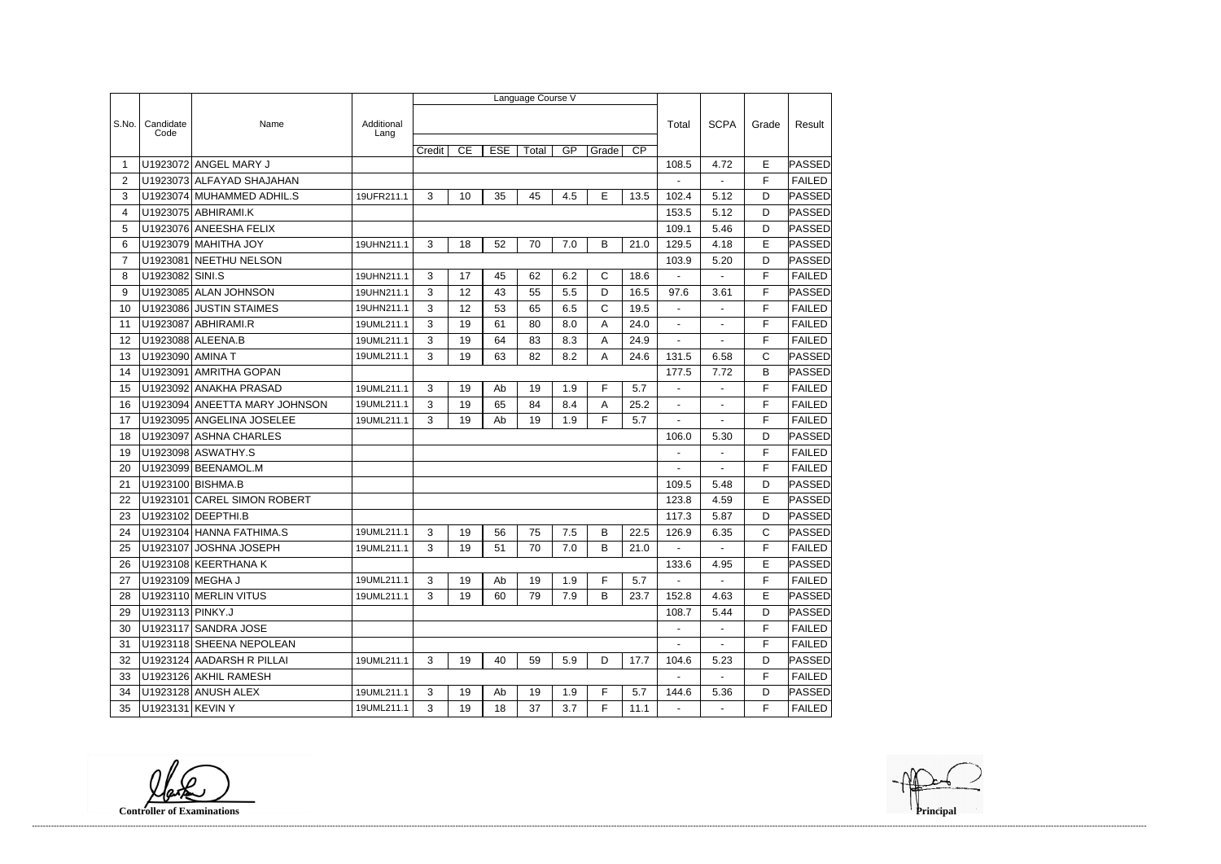| S.No. | Candidate Code | Name | Additional Lang | Language Course V | | | | | | | Total | SCPA | Grade | Result |
|---|---|---|---|---|---|---|---|---|---|---|---|---|---|---|
| | | | | Credit | CE | ESE | Total | GP | Grade | CP | | | | |
| 1 | U1923072 | ANGEL MARY J | | | | | | | | | 108.5 | 4.72 | E | PASSED |
| 2 | U1923073 | ALFAYAD SHAJAHAN | | | | | | | | | - | - | F | FAILED |
| 3 | U1923074 | MUHAMMED ADHIL.S | 19UFR211.1 | 3 | 10 | 35 | 45 | 4.5 | E | 13.5 | 102.4 | 5.12 | D | PASSED |
| 4 | U1923075 | ABHIRAMI.K | | | | | | | | | 153.5 | 5.12 | D | PASSED |
| 5 | U1923076 | ANEESHA FELIX | | | | | | | | | 109.1 | 5.46 | D | PASSED |
| 6 | U1923079 | MAHITHA JOY | 19UHN211.1 | 3 | 18 | 52 | 70 | 7.0 | B | 21.0 | 129.5 | 4.18 | E | PASSED |
| 7 | U1923081 | NEETHU NELSON | | | | | | | | | 103.9 | 5.20 | D | PASSED |
| 8 | U1923082 | SINI.S | 19UHN211.1 | 3 | 17 | 45 | 62 | 6.2 | C | 18.6 | - | - | F | FAILED |
| 9 | U1923085 | ALAN JOHNSON | 19UHN211.1 | 3 | 12 | 43 | 55 | 5.5 | D | 16.5 | 97.6 | 3.61 | F | PASSED |
| 10 | U1923086 | JUSTIN STAIMES | 19UHN211.1 | 3 | 12 | 53 | 65 | 6.5 | C | 19.5 | - | - | F | FAILED |
| 11 | U1923087 | ABHIRAMI.R | 19UML211.1 | 3 | 19 | 61 | 80 | 8.0 | A | 24.0 | - | - | F | FAILED |
| 12 | U1923088 | ALEENA.B | 19UML211.1 | 3 | 19 | 64 | 83 | 8.3 | A | 24.9 | - | - | F | FAILED |
| 13 | U1923090 | AMINA T | 19UML211.1 | 3 | 19 | 63 | 82 | 8.2 | A | 24.6 | 131.5 | 6.58 | C | PASSED |
| 14 | U1923091 | AMRITHA GOPAN | | | | | | | | | 177.5 | 7.72 | B | PASSED |
| 15 | U1923092 | ANAKHA PRASAD | 19UML211.1 | 3 | 19 | Ab | 19 | 1.9 | F | 5.7 | - | - | F | FAILED |
| 16 | U1923094 | ANEETTA MARY JOHNSON | 19UML211.1 | 3 | 19 | 65 | 84 | 8.4 | A | 25.2 | - | - | F | FAILED |
| 17 | U1923095 | ANGELINA JOSELEE | 19UML211.1 | 3 | 19 | Ab | 19 | 1.9 | F | 5.7 | - | - | F | FAILED |
| 18 | U1923097 | ASHNA CHARLES | | | | | | | | | 106.0 | 5.30 | D | PASSED |
| 19 | U1923098 | ASWATHY.S | | | | | | | | | - | - | F | FAILED |
| 20 | U1923099 | BEENAMOL.M | | | | | | | | | - | - | F | FAILED |
| 21 | U1923100 | BISHMA.B | | | | | | | | | 109.5 | 5.48 | D | PASSED |
| 22 | U1923101 | CAREL SIMON ROBERT | | | | | | | | | 123.8 | 4.59 | E | PASSED |
| 23 | U1923102 | DEEPTHI.B | | | | | | | | | 117.3 | 5.87 | D | PASSED |
| 24 | U1923104 | HANNA FATHIMA.S | 19UML211.1 | 3 | 19 | 56 | 75 | 7.5 | B | 22.5 | 126.9 | 6.35 | C | PASSED |
| 25 | U1923107 | JOSHNA JOSEPH | 19UML211.1 | 3 | 19 | 51 | 70 | 7.0 | B | 21.0 | - | - | F | FAILED |
| 26 | U1923108 | KEERTHANA K | | | | | | | | | 133.6 | 4.95 | E | PASSED |
| 27 | U1923109 | MEGHA J | 19UML211.1 | 3 | 19 | Ab | 19 | 1.9 | F | 5.7 | - | - | F | FAILED |
| 28 | U1923110 | MERLIN VITUS | 19UML211.1 | 3 | 19 | 60 | 79 | 7.9 | B | 23.7 | 152.8 | 4.63 | E | PASSED |
| 29 | U1923113 | PINKY.J | | | | | | | | | 108.7 | 5.44 | D | PASSED |
| 30 | U1923117 | SANDRA JOSE | | | | | | | | | - | - | F | FAILED |
| 31 | U1923118 | SHEENA NEPOLEAN | | | | | | | | | - | - | F | FAILED |
| 32 | U1923124 | AADARSH R PILLAI | 19UML211.1 | 3 | 19 | 40 | 59 | 5.9 | D | 17.7 | 104.6 | 5.23 | D | PASSED |
| 33 | U1923126 | AKHIL RAMESH | | | | | | | | | - | - | F | FAILED |
| 34 | U1923128 | ANUSH ALEX | 19UML211.1 | 3 | 19 | Ab | 19 | 1.9 | F | 5.7 | 144.6 | 5.36 | D | PASSED |
| 35 | U1923131 | KEVIN Y | 19UML211.1 | 3 | 19 | 18 | 37 | 3.7 | F | 11.1 | - | - | F | FAILED |

**Controller of Examinations**

**Principal**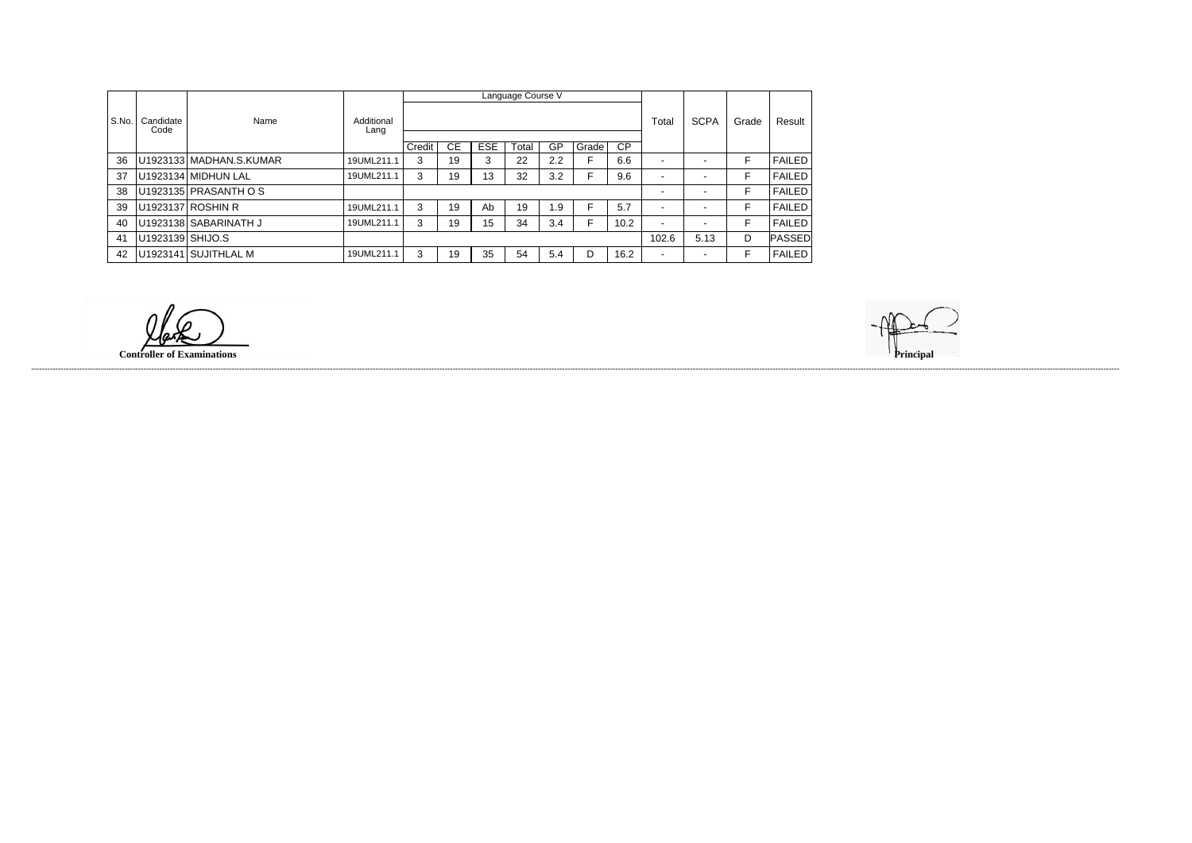| S.No. | Candidate Code | Name | Additional Lang | Language Course V | | | | | | | Total | SCPA | Grade | Result |
|---|---|---|---|---|---|---|---|---|---|---|---|---|---|---|
| | | | | Credit | CE | ESE | Total | GP | Grade | CP | | | | |
| 36 | U1923133 | MADHAN.S.KUMAR | 19UML211.1 | 3 | 19 | 3 | 22 | 2.2 | F | 6.6 | - | - | F | FAILED |
| 37 | U1923134 | MIDHUN LAL | 19UML211.1 | 3 | 19 | 13 | 32 | 3.2 | F | 9.6 | - | - | F | FAILED |
| 38 | U1923135 | PRASANTH O S | | | | | | | | | - | - | F | FAILED |
| 39 | U1923137 | ROSHIN R | 19UML211.1 | 3 | 19 | Ab | 19 | 1.9 | F | 5.7 | - | - | F | FAILED |
| 40 | U1923138 | SABARINATH J | 19UML211.1 | 3 | 19 | 15 | 34 | 3.4 | F | 10.2 | - | - | F | FAILED |
| 41 | U1923139 | SHIJO.S | | | | | | | | | 102.6 | 5.13 | D | PASSED |
| 42 | U1923141 | SUJITHLAL M | 19UML211.1 | 3 | 19 | 35 | 54 | 5.4 | D | 16.2 | - | - | F | FAILED |

**Controller of Examinations**

**Principal**